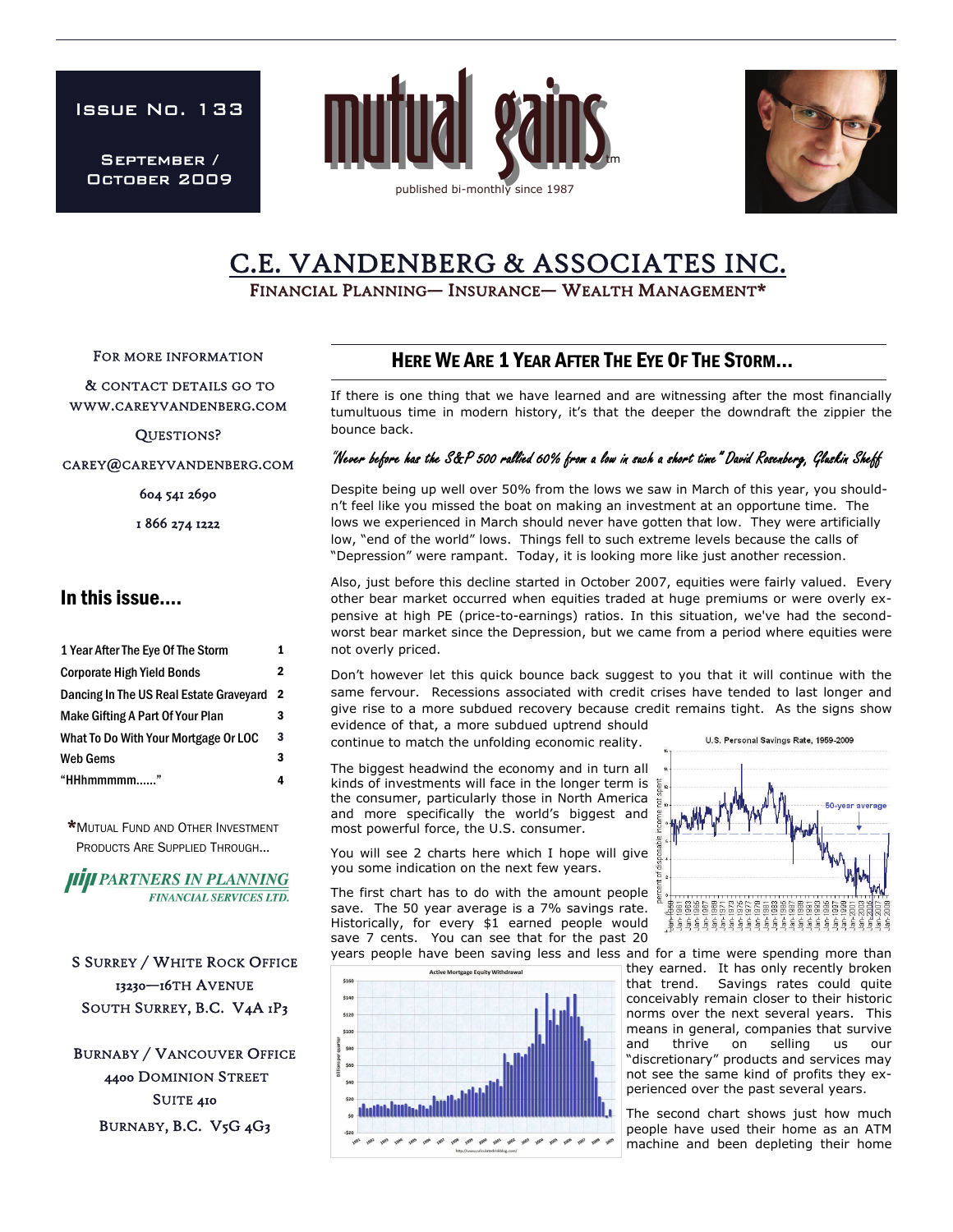Issue No. 133

September / October 2009

# mutual gains™

published bi-monthly since 1987

# C.E. VANDENBERG & ASSOCIATES INC.

FINANCIAL PLANNING— INSURANCE— WEALTH MANAGEMENT*

For more information & contact details go to www.careyvandenberg.com

Questions?

carey@careyvandenberg.com

604 541 2690

1 866 274 1222

## In this issue....

| | |
|---|---|
| 1 Year After The Eye Of The Storm | 1 |
| Corporate High Yield Bonds | 2 |
| Dancing In The US Real Estate Graveyard | 2 |
| Make Gifting A Part Of Your Plan | 3 |
| What To Do With Your Mortgage Or LOC | 3 |
| Web Gems | 3 |
| "HHhmmmmm......" | 4 |

*Mutual Fund and Other Investment Products Are Supplied Through...

PARTNERS IN PLANNING FINANCIAL SERVICES LTD.

S Surrey / White Rock Office
13230—16th Avenue
South Surrey, B.C. V4A 1P3

Burnaby / Vancouver Office
4400 Dominion Street
Suite 410
Burnaby, B.C. V5G 4G3

## Here We Are 1 Year After The Eye Of The Storm...

If there is one thing that we have learned and are witnessing after the most financially tumultuous time in modern history, it's that the deeper the downdraft the zippier the bounce back.

*"Never before has the S&P 500 rallied 60% from a low in such a short time" David Rosenberg, Gluskin Sheff*

Despite being up well over 50% from the lows we saw in March of this year, you shouldn't feel like you missed the boat on making an investment at an opportune time. The lows we experienced in March should never have gotten that low. They were artificially low, "end of the world" lows. Things fell to such extreme levels because the calls of "Depression" were rampant. Today, it is looking more like just another recession.

Also, just before this decline started in October 2007, equities were fairly valued. Every other bear market occurred when equities traded at huge premiums or were overly expensive at high PE (price-to-earnings) ratios. In this situation, we've had the second-worst bear market since the Depression, but we came from a period where equities were not overly priced.

Don't however let this quick bounce back suggest to you that it will continue with the same fervour. Recessions associated with credit crises have tended to last longer and give rise to a more subdued recovery because credit remains tight. As the signs show evidence of that, a more subdued uptrend should continue to match the unfolding economic reality.

The biggest headwind the economy and in turn all kinds of investments will face in the longer term is the consumer, particularly those in North America and more specifically the world's biggest and most powerful force, the U.S. consumer.

You will see 2 charts here which I hope will give you some indication on the next few years.

U.S. Personal Savings Rate, 1959-2009

The first chart has to do with the amount people save. The 50 year average is a 7% savings rate. Historically, for every $1 earned people would save 7 cents. You can see that for the past 20 years people have been saving less and less and for a time were spending more than they earned. It has only recently broken that trend. Savings rates could quite conceivably remain closer to their historic norms over the next several years. This means in general, companies that survive and thrive on selling us our "discretionary" products and services may not see the same kind of profits they experienced over the past several years.

Active Mortgage Equity Withdrawal

The second chart shows just how much people have used their home as an ATM machine and been depleting their home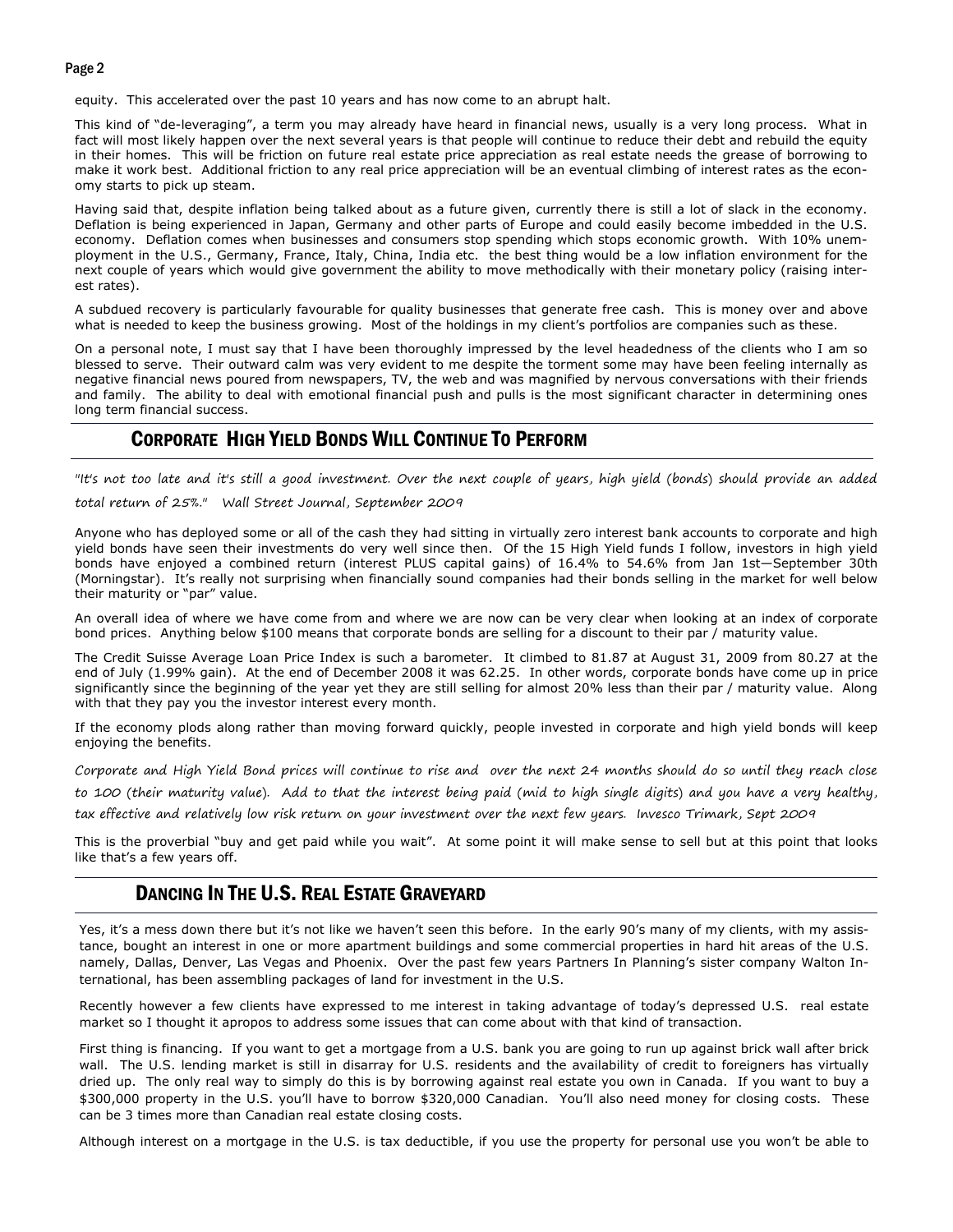equity. This accelerated over the past 10 years and has now come to an abrupt halt.

This kind of "de-leveraging", a term you may already have heard in financial news, usually is a very long process. What in fact will most likely happen over the next several years is that people will continue to reduce their debt and rebuild the equity in their homes. This will be friction on future real estate price appreciation as real estate needs the grease of borrowing to make it work best. Additional friction to any real price appreciation will be an eventual climbing of interest rates as the economy starts to pick up steam.

Having said that, despite inflation being talked about as a future given, currently there is still a lot of slack in the economy. Deflation is being experienced in Japan, Germany and other parts of Europe and could easily become imbedded in the U.S. economy. Deflation comes when businesses and consumers stop spending which stops economic growth. With 10% unemployment in the U.S., Germany, France, Italy, China, India etc. the best thing would be a low inflation environment for the next couple of years which would give government the ability to move methodically with their monetary policy (raising interest rates).

A subdued recovery is particularly favourable for quality businesses that generate free cash. This is money over and above what is needed to keep the business growing. Most of the holdings in my client's portfolios are companies such as these.

On a personal note, I must say that I have been thoroughly impressed by the level headedness of the clients who I am so blessed to serve. Their outward calm was very evident to me despite the torment some may have been feeling internally as negative financial news poured from newspapers, TV, the web and was magnified by nervous conversations with their friends and family. The ability to deal with emotional financial push and pulls is the most significant character in determining ones long term financial success.

## Corporate High Yield Bonds Will Continue To Perform

*"It's not too late and it's still a good investment. Over the next couple of years, high yield (bonds) should provide an added total return of 25%." Wall Street Journal, September 2009*

Anyone who has deployed some or all of the cash they had sitting in virtually zero interest bank accounts to corporate and high yield bonds have seen their investments do very well since then. Of the 15 High Yield funds I follow, investors in high yield bonds have enjoyed a combined return (interest PLUS capital gains) of 16.4% to 54.6% from Jan 1st—September 30th (Morningstar). It's really not surprising when financially sound companies had their bonds selling in the market for well below their maturity or "par" value.

An overall idea of where we have come from and where we are now can be very clear when looking at an index of corporate bond prices. Anything below $100 means that corporate bonds are selling for a discount to their par / maturity value.

The Credit Suisse Average Loan Price Index is such a barometer. It climbed to 81.87 at August 31, 2009 from 80.27 at the end of July (1.99% gain). At the end of December 2008 it was 62.25. In other words, corporate bonds have come up in price significantly since the beginning of the year yet they are still selling for almost 20% less than their par / maturity value. Along with that they pay you the investor interest every month.

If the economy plods along rather than moving forward quickly, people invested in corporate and high yield bonds will keep enjoying the benefits.

*Corporate and High Yield Bond prices will continue to rise and over the next 24 months should do so until they reach close to 100 (their maturity value). Add to that the interest being paid (mid to high single digits) and you have a very healthy, tax effective and relatively low risk return on your investment over the next few years. Invesco Trimark, Sept 2009*

This is the proverbial "buy and get paid while you wait". At some point it will make sense to sell but at this point that looks like that's a few years off.

## Dancing In The U.S. Real Estate Graveyard

Yes, it's a mess down there but it's not like we haven't seen this before. In the early 90's many of my clients, with my assistance, bought an interest in one or more apartment buildings and some commercial properties in hard hit areas of the U.S. namely, Dallas, Denver, Las Vegas and Phoenix. Over the past few years Partners In Planning's sister company Walton International, has been assembling packages of land for investment in the U.S.

Recently however a few clients have expressed to me interest in taking advantage of today's depressed U.S. real estate market so I thought it apropos to address some issues that can come about with that kind of transaction.

First thing is financing. If you want to get a mortgage from a U.S. bank you are going to run up against brick wall after brick wall. The U.S. lending market is still in disarray for U.S. residents and the availability of credit to foreigners has virtually dried up. The only real way to simply do this is by borrowing against real estate you own in Canada. If you want to buy a $300,000 property in the U.S. you'll have to borrow $320,000 Canadian. You'll also need money for closing costs. These can be 3 times more than Canadian real estate closing costs.

Although interest on a mortgage in the U.S. is tax deductible, if you use the property for personal use you won't be able to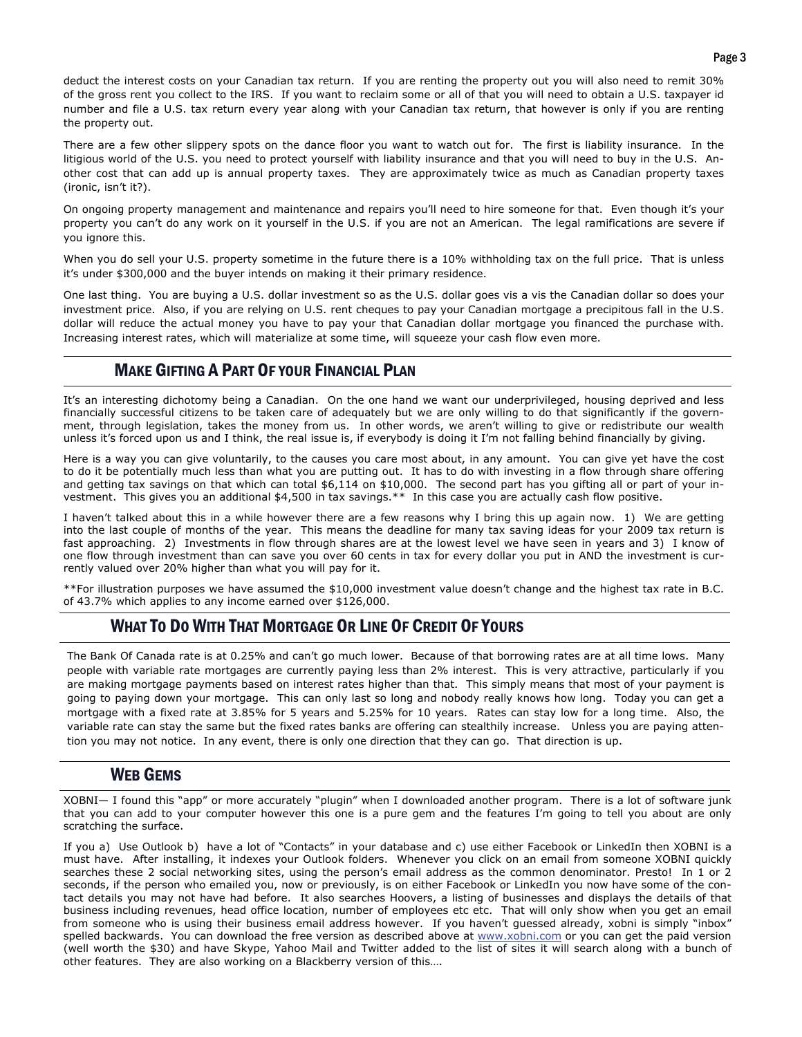deduct the interest costs on your Canadian tax return. If you are renting the property out you will also need to remit 30% of the gross rent you collect to the IRS. If you want to reclaim some or all of that you will need to obtain a U.S. taxpayer id number and file a U.S. tax return every year along with your Canadian tax return, that however is only if you are renting the property out.

There are a few other slippery spots on the dance floor you want to watch out for. The first is liability insurance. In the litigious world of the U.S. you need to protect yourself with liability insurance and that you will need to buy in the U.S. Another cost that can add up is annual property taxes. They are approximately twice as much as Canadian property taxes (ironic, isn't it?).

On ongoing property management and maintenance and repairs you'll need to hire someone for that. Even though it's your property you can't do any work on it yourself in the U.S. if you are not an American. The legal ramifications are severe if you ignore this.

When you do sell your U.S. property sometime in the future there is a 10% withholding tax on the full price. That is unless it's under $300,000 and the buyer intends on making it their primary residence.

One last thing. You are buying a U.S. dollar investment so as the U.S. dollar goes vis a vis the Canadian dollar so does your investment price. Also, if you are relying on U.S. rent cheques to pay your Canadian mortgage a precipitous fall in the U.S. dollar will reduce the actual money you have to pay your that Canadian dollar mortgage you financed the purchase with. Increasing interest rates, which will materialize at some time, will squeeze your cash flow even more.

## Make Gifting A Part Of your Financial Plan

It's an interesting dichotomy being a Canadian. On the one hand we want our underprivileged, housing deprived and less financially successful citizens to be taken care of adequately but we are only willing to do that significantly if the government, through legislation, takes the money from us. In other words, we aren't willing to give or redistribute our wealth unless it's forced upon us and I think, the real issue is, if everybody is doing it I'm not falling behind financially by giving.

Here is a way you can give voluntarily, to the causes you care most about, in any amount. You can give yet have the cost to do it be potentially much less than what you are putting out. It has to do with investing in a flow through share offering and getting tax savings on that which can total $6,114 on $10,000. The second part has you gifting all or part of your investment. This gives you an additional $4,500 in tax savings.** In this case you are actually cash flow positive.

I haven't talked about this in a while however there are a few reasons why I bring this up again now. 1) We are getting into the last couple of months of the year. This means the deadline for many tax saving ideas for your 2009 tax return is fast approaching. 2) Investments in flow through shares are at the lowest level we have seen in years and 3) I know of one flow through investment than can save you over 60 cents in tax for every dollar you put in AND the investment is currently valued over 20% higher than what you will pay for it.

**For illustration purposes we have assumed the $10,000 investment value doesn't change and the highest tax rate in B.C. of 43.7% which applies to any income earned over $126,000.

## What To Do With That Mortgage Or Line Of Credit Of Yours

The Bank Of Canada rate is at 0.25% and can't go much lower. Because of that borrowing rates are at all time lows. Many people with variable rate mortgages are currently paying less than 2% interest. This is very attractive, particularly if you are making mortgage payments based on interest rates higher than that. This simply means that most of your payment is going to paying down your mortgage. This can only last so long and nobody really knows how long. Today you can get a mortgage with a fixed rate at 3.85% for 5 years and 5.25% for 10 years. Rates can stay low for a long time. Also, the variable rate can stay the same but the fixed rates banks are offering can stealthily increase. Unless you are paying attention you may not notice. In any event, there is only one direction that they can go. That direction is up.

## Web Gems

XOBNI— I found this "app" or more accurately "plugin" when I downloaded another program. There is a lot of software junk that you can add to your computer however this one is a pure gem and the features I'm going to tell you about are only scratching the surface.

If you a) Use Outlook b) have a lot of "Contacts" in your database and c) use either Facebook or LinkedIn then XOBNI is a must have. After installing, it indexes your Outlook folders. Whenever you click on an email from someone XOBNI quickly searches these 2 social networking sites, using the person's email address as the common denominator. Presto! In 1 or 2 seconds, if the person who emailed you, now or previously, is on either Facebook or LinkedIn you now have some of the contact details you may not have had before. It also searches Hoovers, a listing of businesses and displays the details of that business including revenues, head office location, number of employees etc etc. That will only show when you get an email from someone who is using their business email address however. If you haven't guessed already, xobni is simply "inbox" spelled backwards. You can download the free version as described above at www.xobni.com or you can get the paid version (well worth the $30) and have Skype, Yahoo Mail and Twitter added to the list of sites it will search along with a bunch of other features. They are also working on a Blackberry version of this….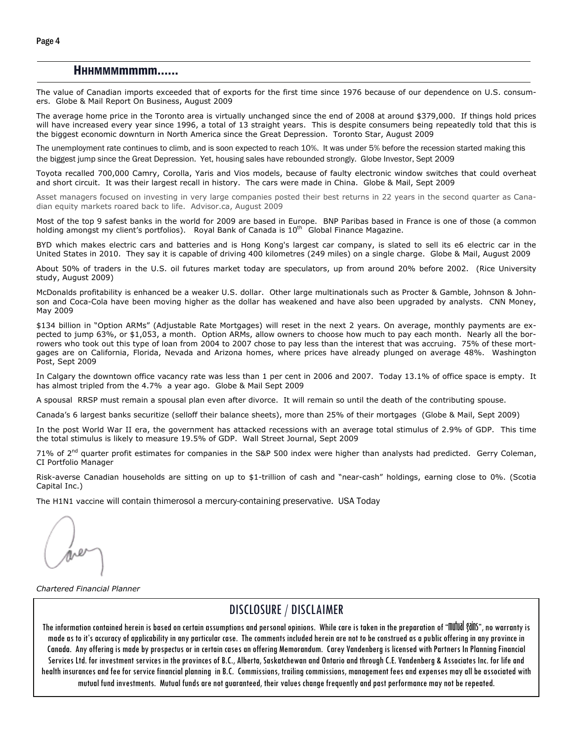## Hhhmmmmmmm......

The value of Canadian imports exceeded that of exports for the first time since 1976 because of our dependence on U.S. consumers. Globe & Mail Report On Business, August 2009

The average home price in the Toronto area is virtually unchanged since the end of 2008 at around $379,000. If things hold prices will have increased every year since 1996, a total of 13 straight years. This is despite consumers being repeatedly told that this is the biggest economic downturn in North America since the Great Depression. Toronto Star, August 2009

The unemployment rate continues to climb, and is soon expected to reach 10%. It was under 5% before the recession started making this the biggest jump since the Great Depression. Yet, housing sales have rebounded strongly. Globe Investor, Sept 2009

Toyota recalled 700,000 Camry, Corolla, Yaris and Vios models, because of faulty electronic window switches that could overheat and short circuit. It was their largest recall in history. The cars were made in China. Globe & Mail, Sept 2009

Asset managers focused on investing in very large companies posted their best returns in 22 years in the second quarter as Canadian equity markets roared back to life. Advisor.ca, August 2009

Most of the top 9 safest banks in the world for 2009 are based in Europe. BNP Paribas based in France is one of those (a common holding amongst my client's portfolios). Royal Bank of Canada is 10th Global Finance Magazine.

BYD which makes electric cars and batteries and is Hong Kong's largest car company, is slated to sell its e6 electric car in the United States in 2010. They say it is capable of driving 400 kilometres (249 miles) on a single charge. Globe & Mail, August 2009

About 50% of traders in the U.S. oil futures market today are speculators, up from around 20% before 2002. (Rice University study, August 2009)

McDonalds profitability is enhanced be a weaker U.S. dollar. Other large multinationals such as Procter & Gamble, Johnson & Johnson and Coca-Cola have been moving higher as the dollar has weakened and have also been upgraded by analysts. CNN Money, May 2009

$134 billion in "Option ARMs" (Adjustable Rate Mortgages) will reset in the next 2 years. On average, monthly payments are expected to jump 63%, or $1,053, a month. Option ARMs, allow owners to choose how much to pay each month. Nearly all the borrowers who took out this type of loan from 2004 to 2007 chose to pay less than the interest that was accruing. 75% of these mortgages are on California, Florida, Nevada and Arizona homes, where prices have already plunged on average 48%. Washington Post, Sept 2009

In Calgary the downtown office vacancy rate was less than 1 per cent in 2006 and 2007. Today 13.1% of office space is empty. It has almost tripled from the 4.7% a year ago. Globe & Mail Sept 2009

A spousal RRSP must remain a spousal plan even after divorce. It will remain so until the death of the contributing spouse.

Canada's 6 largest banks securitize (selloff their balance sheets), more than 25% of their mortgages (Globe & Mail, Sept 2009)

In the post World War II era, the government has attacked recessions with an average total stimulus of 2.9% of GDP. This time the total stimulus is likely to measure 19.5% of GDP. Wall Street Journal, Sept 2009

71% of 2nd quarter profit estimates for companies in the S&P 500 index were higher than analysts had predicted. Gerry Coleman, CI Portfolio Manager

Risk-averse Canadian households are sitting on up to $1-trillion of cash and "near-cash" holdings, earning close to 0%. (Scotia Capital Inc.)

The H1N1 vaccine will contain thimerosol a mercury-containing preservative. USA Today

Carey

*Chartered Financial Planner*

## DISCLOSURE / DISCLAIMER

The information contained herein is based on certain assumptions and personal opinions. While care is taken in the preparation of "mutual gains", no warranty is made as to it's accuracy of applicability in any particular case. The comments included herein are not to be construed as a public offering in any province in Canada. Any offering is made by prospectus or in certain cases an offering Memorandum. Carey Vandenberg is licensed with Partners In Planning Financial Services Ltd. for investment services in the provinces of B.C., Alberta, Saskatchewan and Ontario and through C.E. Vandenberg & Associates Inc. for life and health insurances and fee for service financial planning in B.C. Commissions, trailing commissions, management fees and expenses may all be associated with mutual fund investments. Mutual funds are not guaranteed, their values change frequently and past performance may not be repeated.